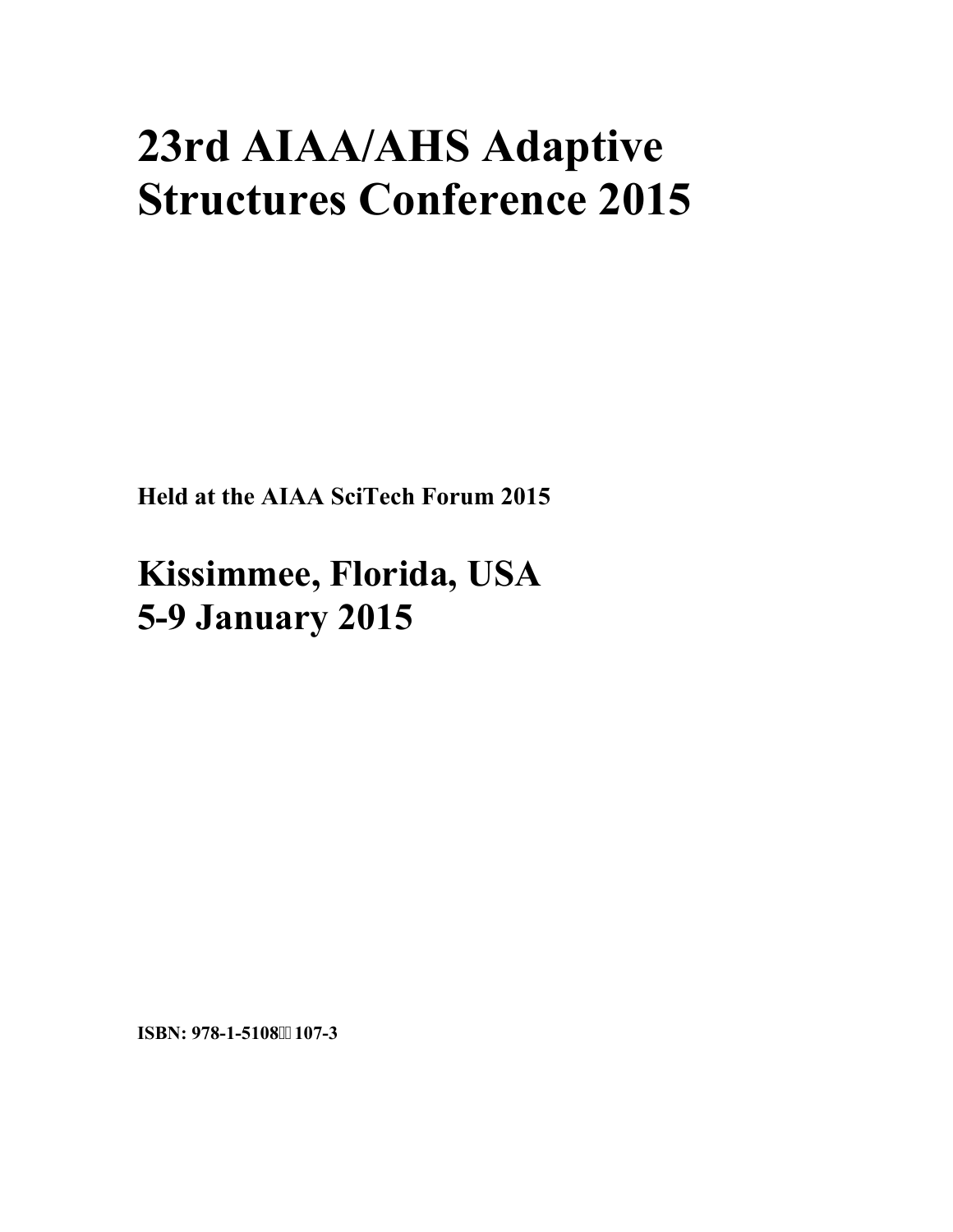# 23rd AIAA/AHS Adaptive Structures Conference 2015

**Held at the AIAA SciTech Forum 2015**

## Kissimmee, Florida, USA
## 5-9 January 2015

**ISBN: 978-1-5108 107-3**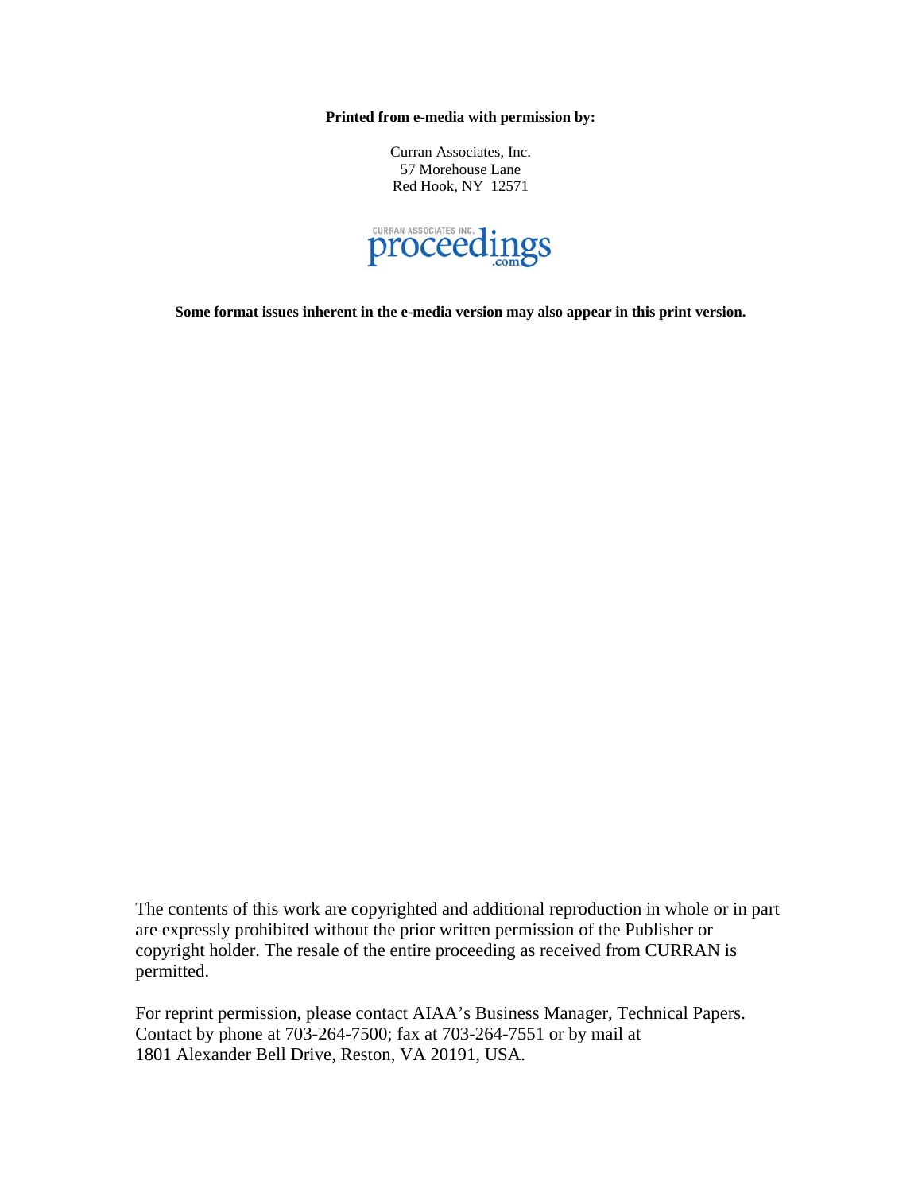**Printed from e-media with permission by:**

Curran Associates, Inc.
57 Morehouse Lane
Red Hook, NY 12571

CURRAN ASSOCIATES INC. proceedings.com

**Some format issues inherent in the e-media version may also appear in this print version.**

The contents of this work are copyrighted and additional reproduction in whole or in part are expressly prohibited without the prior written permission of the Publisher or copyright holder. The resale of the entire proceeding as received from CURRAN is permitted.

For reprint permission, please contact AIAA's Business Manager, Technical Papers. Contact by phone at 703-264-7500; fax at 703-264-7551 or by mail at 1801 Alexander Bell Drive, Reston, VA 20191, USA.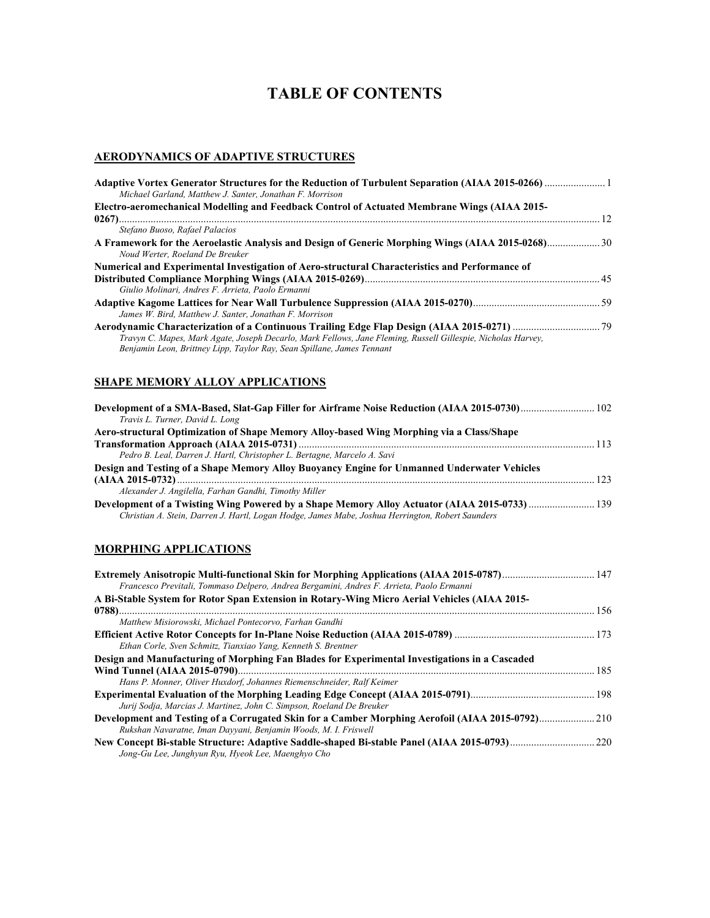# TABLE OF CONTENTS

## AERODYNAMICS OF ADAPTIVE STRUCTURES

**Adaptive Vortex Generator Structures for the Reduction of Turbulent Separation (AIAA 2015-0266)** ....................... 1
*Michael Garland, Matthew J. Santer, Jonathan F. Morrison*

**Electro-aeromechanical Modelling and Feedback Control of Actuated Membrane Wings (AIAA 2015-0267)**.......... 12
*Stefano Buoso, Rafael Palacios*

**A Framework for the Aeroelastic Analysis and Design of Generic Morphing Wings (AIAA 2015-0268)**.................... 30
*Noud Werter, Roeland De Breuker*

**Numerical and Experimental Investigation of Aero-structural Characteristics and Performance of Distributed Compliance Morphing Wings (AIAA 2015-0269)**........................................................................................ 45
*Giulio Molinari, Andres F. Arrieta, Paolo Ermanni*

**Adaptive Kagome Lattices for Near Wall Turbulence Suppression (AIAA 2015-0270)**............................................... 59
*James W. Bird, Matthew J. Santer, Jonathan F. Morrison*

**Aerodynamic Characterization of a Continuous Trailing Edge Flap Design (AIAA 2015-0271)** ................................ 79
*Travyn C. Mapes, Mark Agate, Joseph Decarlo, Mark Fellows, Jane Fleming, Russell Gillespie, Nicholas Harvey, Benjamin Leon, Brittney Lipp, Taylor Ray, Sean Spillane, James Tennant*

## SHAPE MEMORY ALLOY APPLICATIONS

**Development of a SMA-Based, Slat-Gap Filler for Airframe Noise Reduction (AIAA 2015-0730)**........................... 102
*Travis L. Turner, David L. Long*

**Aero-structural Optimization of Shape Memory Alloy-based Wing Morphing via a Class/Shape Transformation Approach (AIAA 2015-0731)** ............................................................................................................. 113
*Pedro B. Leal, Darren J. Hartl, Christopher L. Bertagne, Marcelo A. Savi*

**Design and Testing of a Shape Memory Alloy Buoyancy Engine for Unmanned Underwater Vehicles (AIAA 2015-0732)** ............................................................................................................................................. 123
*Alexander J. Angilella, Farhan Gandhi, Timothy Miller*

**Development of a Twisting Wing Powered by a Shape Memory Alloy Actuator (AIAA 2015-0733)** ......................... 139
*Christian A. Stein, Darren J. Hartl, Logan Hodge, James Mabe, Joshua Herrington, Robert Saunders*

## MORPHING APPLICATIONS

**Extremely Anisotropic Multi-functional Skin for Morphing Applications (AIAA 2015-0787)**.................................. 147
*Francesco Previtali, Tommaso Delpero, Andrea Bergamini, Andres F. Arrieta, Paolo Ermanni*

**A Bi-Stable System for Rotor Span Extension in Rotary-Wing Micro Aerial Vehicles (AIAA 2015-0788)**.................................................................................................................................................... 156
*Matthew Misiorowski, Michael Pontecorvo, Farhan Gandhi*

**Efficient Active Rotor Concepts for In-Plane Noise Reduction (AIAA 2015-0789)** .................................................... 173
*Ethan Corle, Sven Schmitz, Tianxiao Yang, Kenneth S. Brentner*

**Design and Manufacturing of Morphing Fan Blades for Experimental Investigations in a Cascaded Wind Tunnel (AIAA 2015-0790)**..................................................................................................................... 185
*Hans P. Monner, Oliver Huxdorf, Johannes Riemenschneider, Ralf Keimer*

**Experimental Evaluation of the Morphing Leading Edge Concept (AIAA 2015-0791)**.............................................. 198
*Jurij Sodja, Marcias J. Martinez, John C. Simpson, Roeland De Breuker*

**Development and Testing of a Corrugated Skin for a Camber Morphing Aerofoil (AIAA 2015-0792)**..................... 210
*Rukshan Navaratne, Iman Dayyani, Benjamin Woods, M. I. Friswell*

**New Concept Bi-stable Structure: Adaptive Saddle-shaped Bi-stable Panel (AIAA 2015-0793)**................................ 220
*Jong-Gu Lee, Junghyun Ryu, Hyeok Lee, Maenghyo Cho*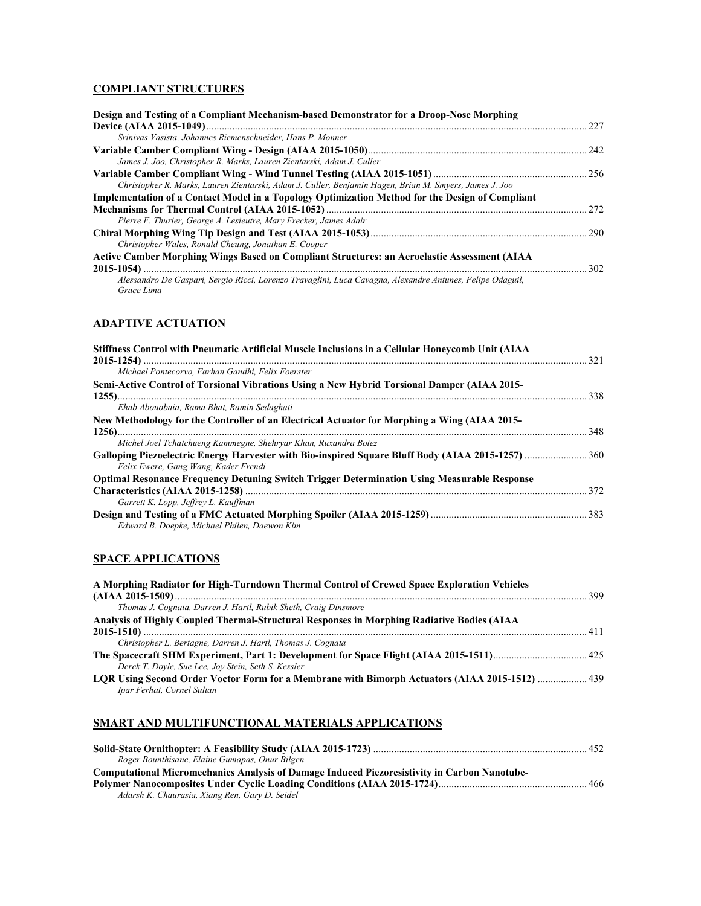## COMPLIANT STRUCTURES

**Design and Testing of a Compliant Mechanism-based Demonstrator for a Droop-Nose Morphing Device (AIAA 2015-1049)** ........ 227
*Srinivas Vasista, Johannes Riemenschneider, Hans P. Monner*

**Variable Camber Compliant Wing - Design (AIAA 2015-1050)** ........ 242
*James J. Joo, Christopher R. Marks, Lauren Zientarski, Adam J. Culler*

**Variable Camber Compliant Wing - Wind Tunnel Testing (AIAA 2015-1051)** ........ 256
*Christopher R. Marks, Lauren Zientarski, Adam J. Culler, Benjamin Hagen, Brian M. Smyers, James J. Joo*

**Implementation of a Contact Model in a Topology Optimization Method for the Design of Compliant Mechanisms for Thermal Control (AIAA 2015-1052)** ........ 272
*Pierre F. Thurier, George A. Lesieutre, Mary Frecker, James Adair*

**Chiral Morphing Wing Tip Design and Test (AIAA 2015-1053)** ........ 290
*Christopher Wales, Ronald Cheung, Jonathan E. Cooper*

**Active Camber Morphing Wings Based on Compliant Structures: an Aeroelastic Assessment (AIAA 2015-1054)** ........ 302
*Alessandro De Gaspari, Sergio Ricci, Lorenzo Travaglini, Luca Cavagna, Alexandre Antunes, Felipe Odaguil, Grace Lima*

## ADAPTIVE ACTUATION

**Stiffness Control with Pneumatic Artificial Muscle Inclusions in a Cellular Honeycomb Unit (AIAA 2015-1254)** ........ 321
*Michael Pontecorvo, Farhan Gandhi, Felix Foerster*

**Semi-Active Control of Torsional Vibrations Using a New Hybrid Torsional Damper (AIAA 2015-1255)** ........ 338
*Ehab Abouobaia, Rama Bhat, Ramin Sedaghati*

**New Methodology for the Controller of an Electrical Actuator for Morphing a Wing (AIAA 2015-1256)** ........ 348
*Michel Joel Tchatchueng Kammegne, Shehryar Khan, Ruxandra Botez*

**Galloping Piezoelectric Energy Harvester with Bio-inspired Square Bluff Body (AIAA 2015-1257)** ........ 360
*Felix Ewere, Gang Wang, Kader Frendi*

**Optimal Resonance Frequency Detuning Switch Trigger Determination Using Measurable Response Characteristics (AIAA 2015-1258)** ........ 372
*Garrett K. Lopp, Jeffrey L. Kauffman*

**Design and Testing of a FMC Actuated Morphing Spoiler (AIAA 2015-1259)** ........ 383
*Edward B. Doepke, Michael Philen, Daewon Kim*

## SPACE APPLICATIONS

**A Morphing Radiator for High-Turndown Thermal Control of Crewed Space Exploration Vehicles (AIAA 2015-1509)** ........ 399
*Thomas J. Cognata, Darren J. Hartl, Rubik Sheth, Craig Dinsmore*

**Analysis of Highly Coupled Thermal-Structural Responses in Morphing Radiative Bodies (AIAA 2015-1510)** ........ 411
*Christopher L. Bertagne, Darren J. Hartl, Thomas J. Cognata*

**The Spacecraft SHM Experiment, Part 1: Development for Space Flight (AIAA 2015-1511)** ........ 425
*Derek T. Doyle, Sue Lee, Joy Stein, Seth S. Kessler*

**LQR Using Second Order Voctor Form for a Membrane with Bimorph Actuators (AIAA 2015-1512)** ........ 439
*Ipar Ferhat, Cornel Sultan*

## SMART AND MULTIFUNCTIONAL MATERIALS APPLICATIONS

**Solid-State Ornithopter: A Feasibility Study (AIAA 2015-1723)** ........ 452
*Roger Bounthisane, Elaine Gumapas, Onur Bilgen*

**Computational Micromechanics Analysis of Damage Induced Piezoresistivity in Carbon Nanotube-Polymer Nanocomposites Under Cyclic Loading Conditions (AIAA 2015-1724)** ........ 466
*Adarsh K. Chaurasia, Xiang Ren, Gary D. Seidel*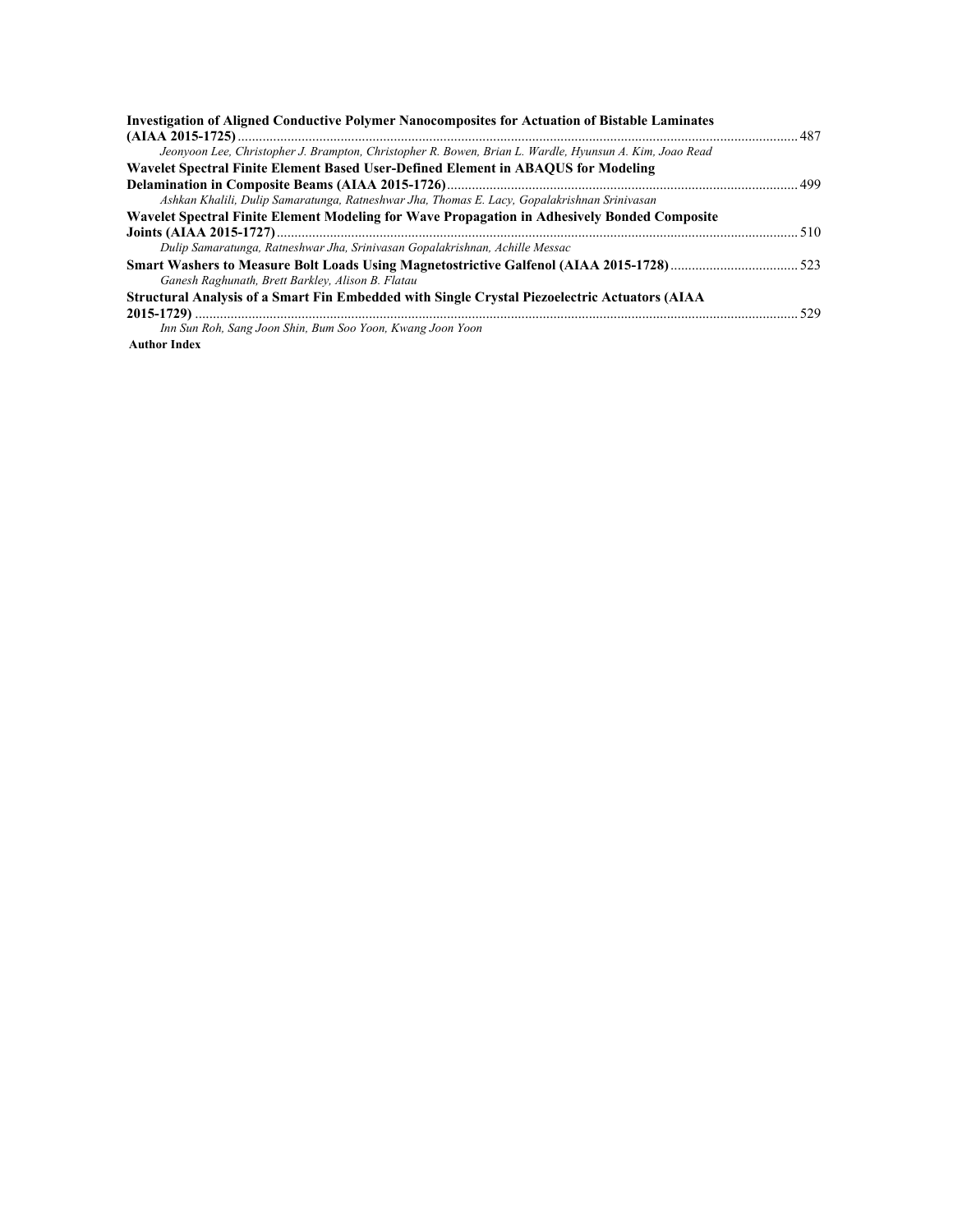**Investigation of Aligned Conductive Polymer Nanocomposites for Actuation of Bistable Laminates (AIAA 2015-1725)** ........................................................................................................ 487

*Jeonyoon Lee, Christopher J. Brampton, Christopher R. Bowen, Brian L. Wardle, Hyunsun A. Kim, Joao Read*

**Wavelet Spectral Finite Element Based User-Defined Element in ABAQUS for Modeling Delamination in Composite Beams (AIAA 2015-1726)** ........................................................................................................ 499

*Ashkan Khalili, Dulip Samaratunga, Ratneshwar Jha, Thomas E. Lacy, Gopalakrishnan Srinivasan*

**Wavelet Spectral Finite Element Modeling for Wave Propagation in Adhesively Bonded Composite Joints (AIAA 2015-1727)** ........................................................................................................ 510

*Dulip Samaratunga, Ratneshwar Jha, Srinivasan Gopalakrishnan, Achille Messac*

**Smart Washers to Measure Bolt Loads Using Magnetostrictive Galfenol (AIAA 2015-1728)** .................................... 523

*Ganesh Raghunath, Brett Barkley, Alison B. Flatau*

**Structural Analysis of a Smart Fin Embedded with Single Crystal Piezoelectric Actuators (AIAA 2015-1729)** ........................................................................................................ 529

*Inn Sun Roh, Sang Joon Shin, Bum Soo Yoon, Kwang Joon Yoon*

**Author Index**